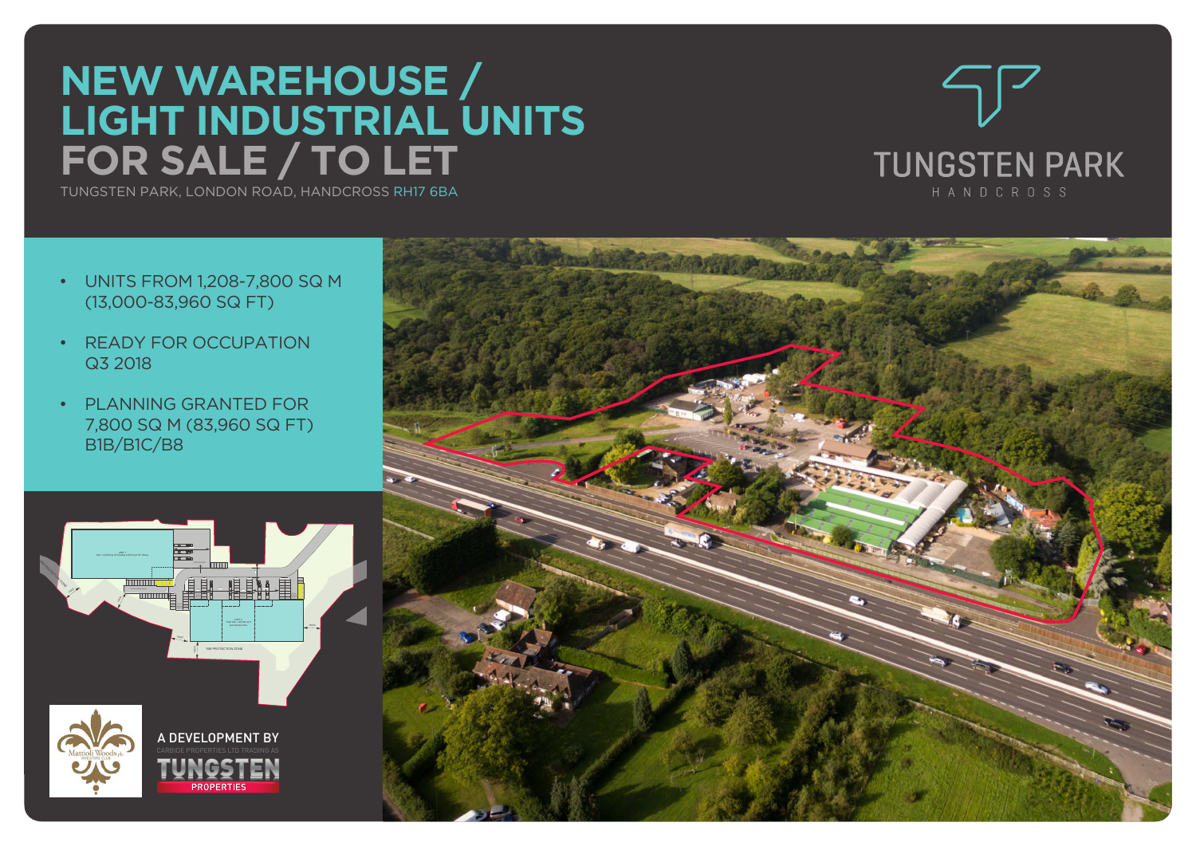# NEW WAREHOUSE / LIGHT INDUSTRIAL UNITS FOR SALE / TO LET

TUNGSTEN PARK, LONDON ROAD, HANDCROSS RH17 6BA

TUNGSTEN PARK
HANDCROSS

- UNITS FROM 1,208-7,800 SQ M (13,000-83,960 SQ FT)
- READY FOR OCCUPATION Q3 2018
- PLANNING GRANTED FOR 7,800 SQ M (83,960 SQ FT) B1B/B1C/B8

A DEVELOPMENT BY
CARBIDE PROPERTIES LTD TRADING AS
TUNGSTEN PROPERTIES

Mattioli Woods plc INVESTORS CLUB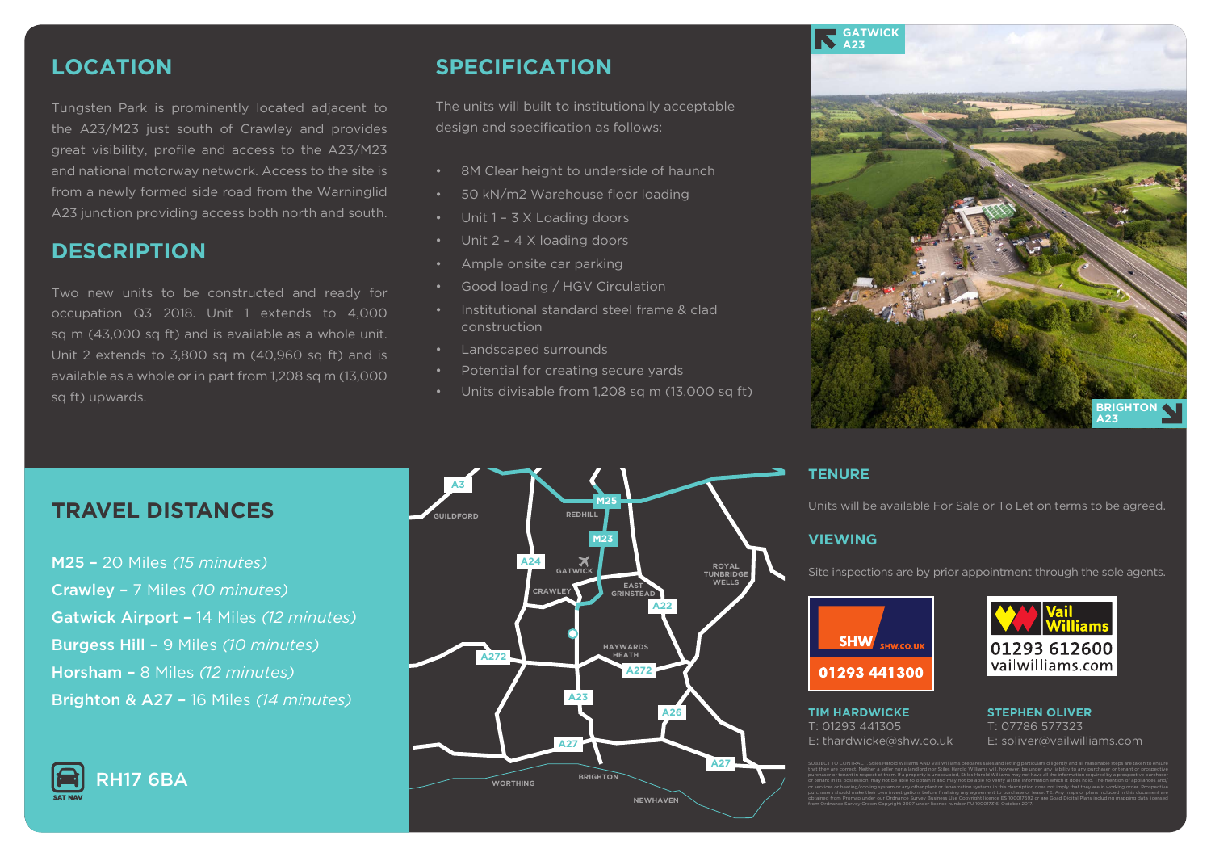## LOCATION

Tungsten Park is prominently located adjacent to the A23/M23 just south of Crawley and provides great visibility, profile and access to the A23/M23 and national motorway network. Access to the site is from a newly formed side road from the Warninglid A23 junction providing access both north and south.

## DESCRIPTION

Two new units to be constructed and ready for occupation Q3 2018. Unit 1 extends to 4,000 sq m (43,000 sq ft) and is available as a whole unit. Unit 2 extends to 3,800 sq m (40,960 sq ft) and is available as a whole or in part from 1,208 sq m (13,000 sq ft) upwards.

## SPECIFICATION

The units will built to institutionally acceptable design and specification as follows:

- 8M Clear height to underside of haunch
- 50 kN/m2 Warehouse floor loading
- Unit 1 – 3 X Loading doors
- Unit 2 – 4 X loading doors
- Ample onsite car parking
- Good loading / HGV Circulation
- Institutional standard steel frame & clad construction
- Landscaped surrounds
- Potential for creating secure yards
- Units divisable from 1,208 sq m (13,000 sq ft)

GATWICK A23

BRIGHTON A23

## TRAVEL DISTANCES

**M25 –** 20 Miles *(15 minutes)*

**Crawley –** 7 Miles *(10 minutes)*

**Gatwick Airport –** 14 Miles *(12 minutes)*

**Burgess Hill –** 9 Miles *(10 minutes)*

**Horsham –** 8 Miles *(12 minutes)*

**Brighton & A27 –** 16 Miles *(14 minutes)*

SAT NAV RH17 6BA

A3 GUILDFORD M25 REDHILL M23 A24 GATWICK CRAWLEY EAST GRINSTEAD ROYAL TUNBRIDGE WELLS A22 A272 HAYWARDS HEATH A272 A23 A26 A27 A27 WORTHING BRIGHTON NEWHAVEN

## TENURE

Units will be available For Sale or To Let on terms to be agreed.

## VIEWING

Site inspections are by prior appointment through the sole agents.

SHW SHW.CO.UK 01293 441300

Vail Williams 01293 612600 vailwilliams.com

**TIM HARDWICKE**
T: 01293 441305
E: thardwicke@shw.co.uk

**STEPHEN OLIVER**
T: 07786 577323
E: soliver@vailwilliams.com

SUBJECT TO CONTRACT. Stiles Harold Williams AND Vail Williams prepares sales and letting particulars diligently and all reasonable steps are taken to ensure that they are correct. Neither a seller nor a landlord nor Stiles Harold Williams will, however, be under any liability to any purchaser or tenant or prospective purchaser or tenant in respect of them. If a property is unoccupied Stiles Harold Williams may not have all the information required by a prospective purchaser or tenant in its possession, may not be able to obtain it and may not be able to verify all the information which it does hold. The mention of appliances and/or services or heating/cooling system or any other plant or fenestration systems in this description does not imply that they are in working order. Prospective purchasers should make their own investigations before finalising any agreement to purchase or lease. TE: Any maps or plans included in this document are obtained from Promap under our Ordnance Survey Business Use Copyright licence ES 100017693 or are Goad Digital Plans including mapping data licensed from Ordnance Survey Crown Copyright 2007 under licence number PU 100017316. October 2017.